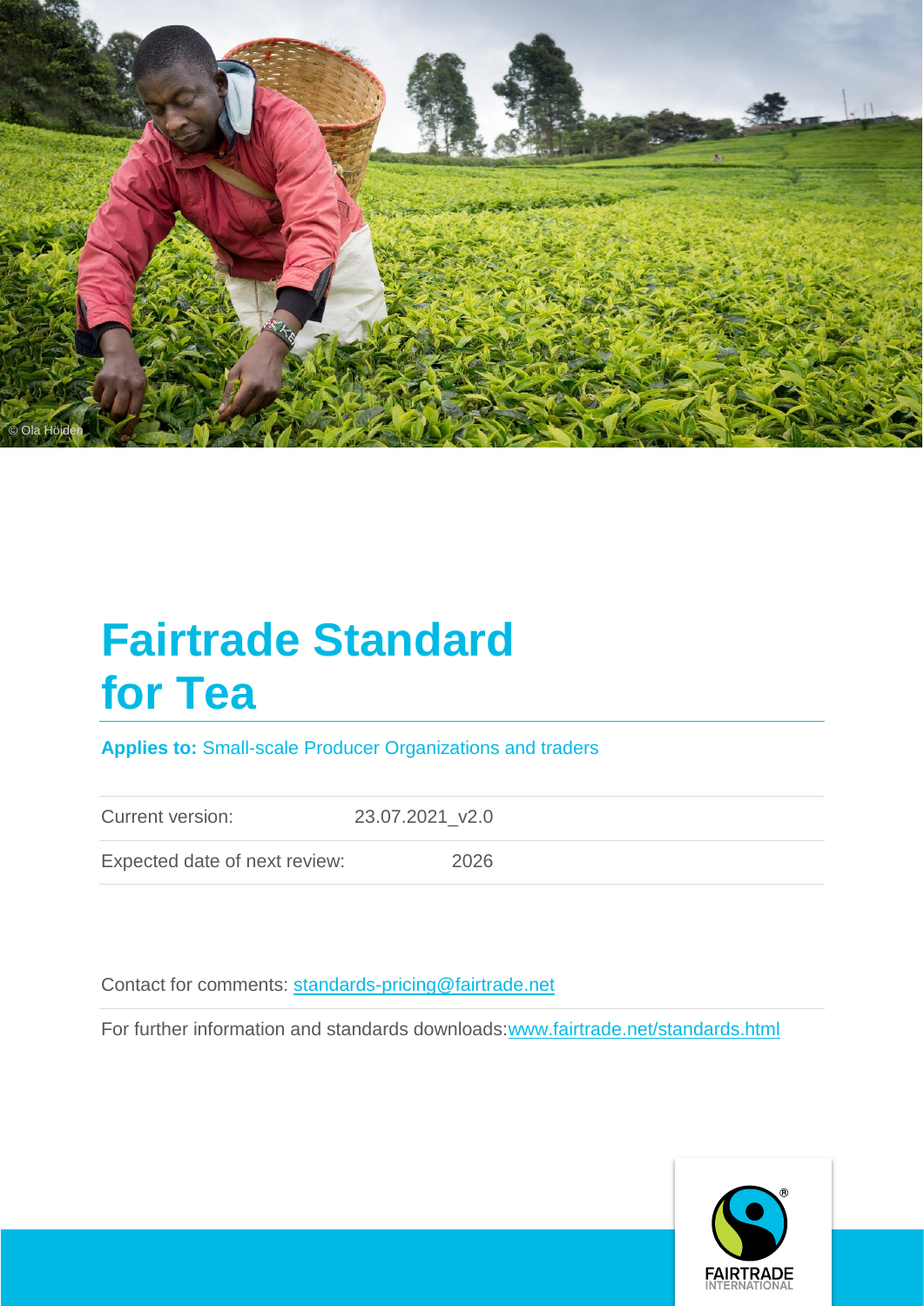© Ola Höiden

# Fairtrade Standard for Tea

**Applies to:** Small-scale Producer Organizations and traders

| Current version: | 23.07.2021_v2.0 |
| --- | --- |
| Expected date of next review: | 2026 |

Contact for comments: standards-pricing@fairtrade.net

For further information and standards downloads: www.fairtrade.net/standards.html

FAIRTRADE INTERNATIONAL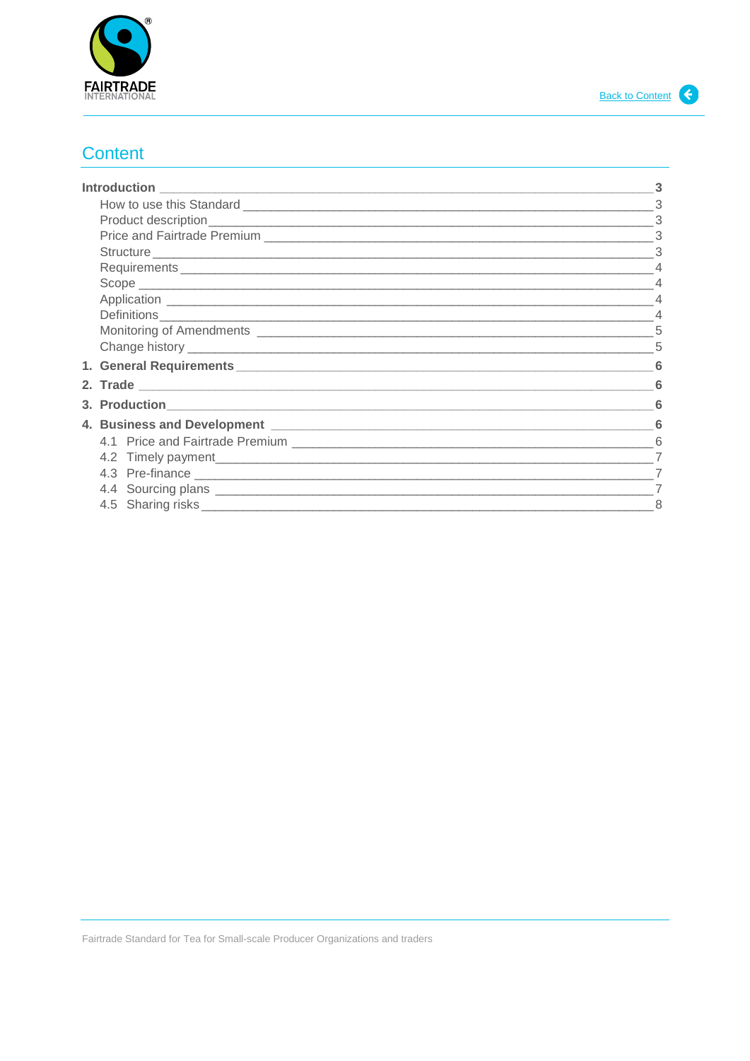# Content

**Introduction** 3

- How to use this Standard 3
- Product description 3
- Price and Fairtrade Premium 3
- Structure 3
- Requirements 4
- Scope 4
- Application 4
- Definitions 4
- Monitoring of Amendments 5
- Change history 5

**1. General Requirements** 6

**2. Trade** 6

**3. Production** 6

**4. Business and Development** 6

- 4.1 Price and Fairtrade Premium 6
- 4.2 Timely payment 7
- 4.3 Pre-finance 7
- 4.4 Sourcing plans 7
- 4.5 Sharing risks 8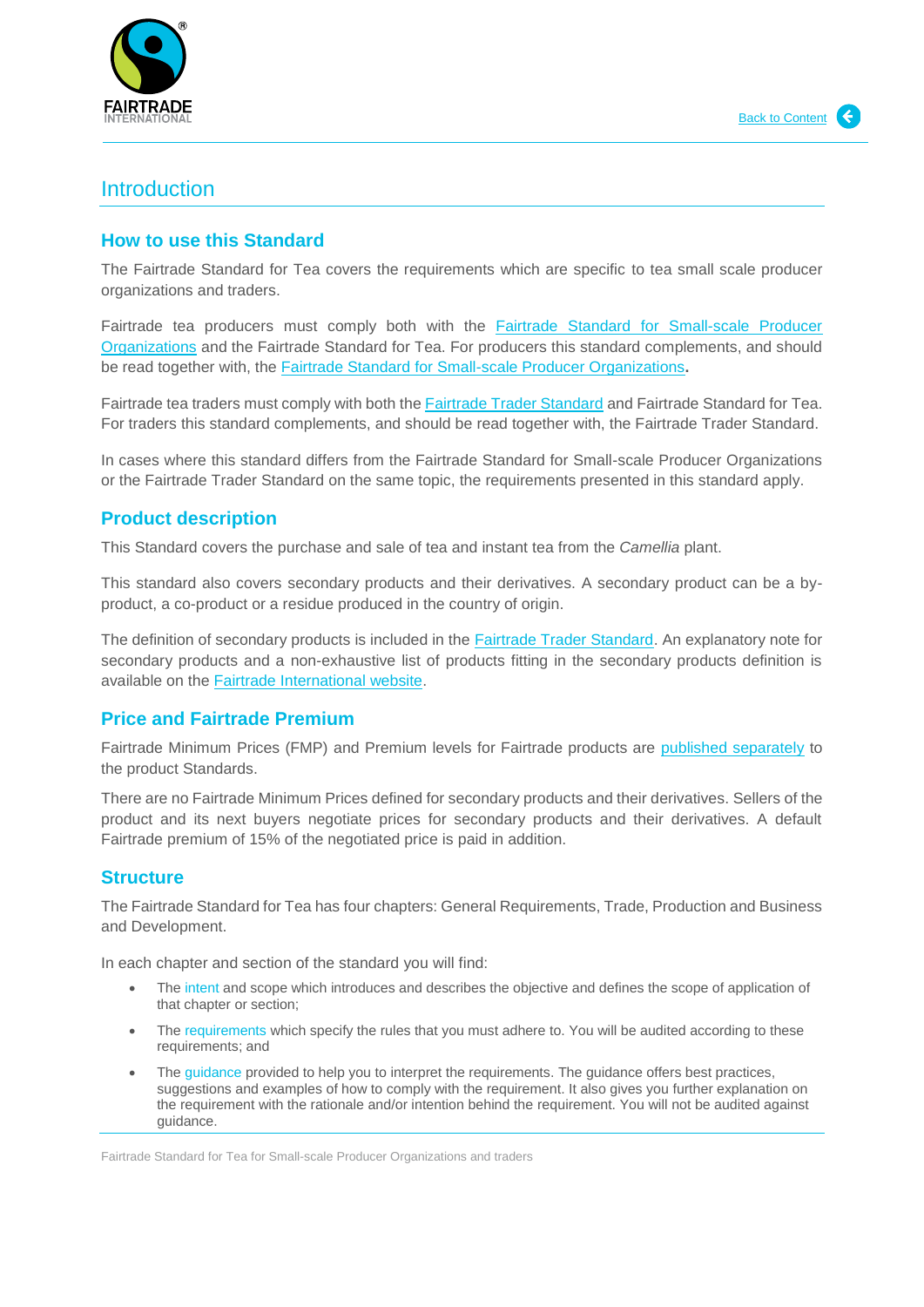# Introduction

## How to use this Standard

The Fairtrade Standard for Tea covers the requirements which are specific to tea small scale producer organizations and traders.

Fairtrade tea producers must comply both with the Fairtrade Standard for Small-scale Producer Organizations and the Fairtrade Standard for Tea. For producers this standard complements, and should be read together with, the Fairtrade Standard for Small-scale Producer Organizations**.**

Fairtrade tea traders must comply with both the Fairtrade Trader Standard and Fairtrade Standard for Tea. For traders this standard complements, and should be read together with, the Fairtrade Trader Standard.

In cases where this standard differs from the Fairtrade Standard for Small-scale Producer Organizations or the Fairtrade Trader Standard on the same topic, the requirements presented in this standard apply.

## Product description

This Standard covers the purchase and sale of tea and instant tea from the *Camellia* plant.

This standard also covers secondary products and their derivatives. A secondary product can be a by-product, a co-product or a residue produced in the country of origin.

The definition of secondary products is included in the Fairtrade Trader Standard. An explanatory note for secondary products and a non-exhaustive list of products fitting in the secondary products definition is available on the Fairtrade International website.

## Price and Fairtrade Premium

Fairtrade Minimum Prices (FMP) and Premium levels for Fairtrade products are published separately to the product Standards.

There are no Fairtrade Minimum Prices defined for secondary products and their derivatives. Sellers of the product and its next buyers negotiate prices for secondary products and their derivatives. A default Fairtrade premium of 15% of the negotiated price is paid in addition.

## Structure

The Fairtrade Standard for Tea has four chapters: General Requirements, Trade, Production and Business and Development.

In each chapter and section of the standard you will find:

- The intent and scope which introduces and describes the objective and defines the scope of application of that chapter or section;
- The requirements which specify the rules that you must adhere to. You will be audited according to these requirements; and
- The guidance provided to help you to interpret the requirements. The guidance offers best practices, suggestions and examples of how to comply with the requirement. It also gives you further explanation on the requirement with the rationale and/or intention behind the requirement. You will not be audited against guidance.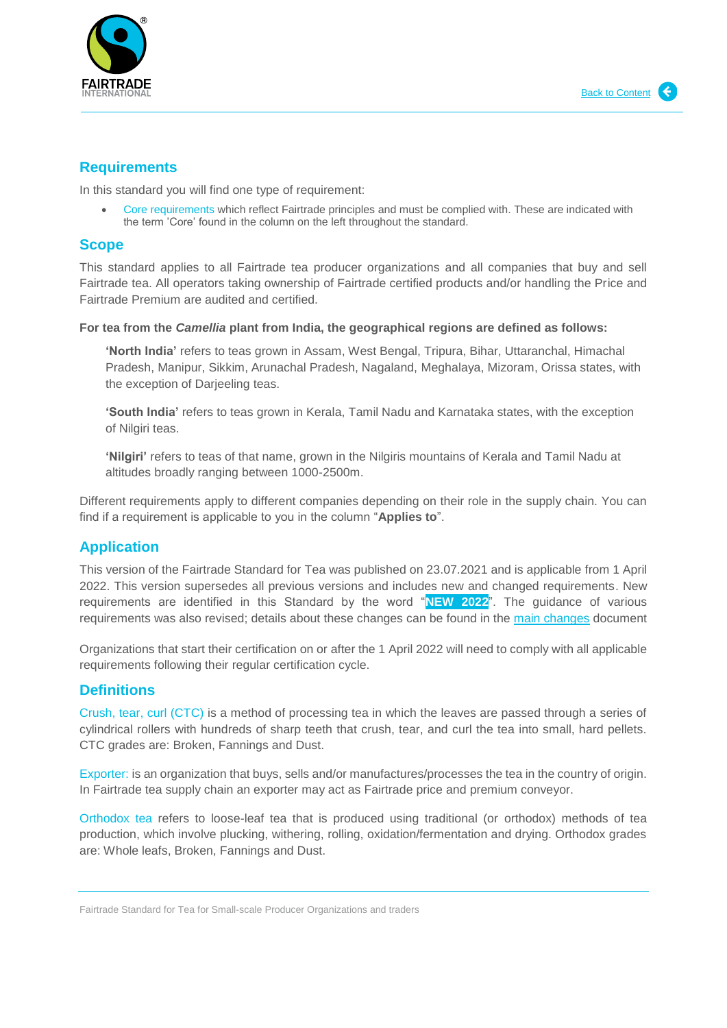## Requirements

In this standard you will find one type of requirement:

- Core requirements which reflect Fairtrade principles and must be complied with. These are indicated with the term 'Core' found in the column on the left throughout the standard.

## Scope

This standard applies to all Fairtrade tea producer organizations and all companies that buy and sell Fairtrade tea. All operators taking ownership of Fairtrade certified products and/or handling the Price and Fairtrade Premium are audited and certified.

**For tea from the *Camellia* plant from India, the geographical regions are defined as follows:**

> **'North India'** refers to teas grown in Assam, West Bengal, Tripura, Bihar, Uttaranchal, Himachal Pradesh, Manipur, Sikkim, Arunachal Pradesh, Nagaland, Meghalaya, Mizoram, Orissa states, with the exception of Darjeeling teas.
>
> **'South India'** refers to teas grown in Kerala, Tamil Nadu and Karnataka states, with the exception of Nilgiri teas.
>
> **'Nilgiri'** refers to teas of that name, grown in the Nilgiris mountains of Kerala and Tamil Nadu at altitudes broadly ranging between 1000-2500m.

Different requirements apply to different companies depending on their role in the supply chain. You can find if a requirement is applicable to you in the column "**Applies to**".

## Application

This version of the Fairtrade Standard for Tea was published on 23.07.2021 and is applicable from 1 April 2022. This version supersedes all previous versions and includes new and changed requirements. New requirements are identified in this Standard by the word "**NEW 2022**". The guidance of various requirements was also revised; details about these changes can be found in the main changes document

Organizations that start their certification on or after the 1 April 2022 will need to comply with all applicable requirements following their regular certification cycle.

## Definitions

Crush, tear, curl (CTC) is a method of processing tea in which the leaves are passed through a series of cylindrical rollers with hundreds of sharp teeth that crush, tear, and curl the tea into small, hard pellets. CTC grades are: Broken, Fannings and Dust.

Exporter: is an organization that buys, sells and/or manufactures/processes the tea in the country of origin. In Fairtrade tea supply chain an exporter may act as Fairtrade price and premium conveyor.

Orthodox tea refers to loose-leaf tea that is produced using traditional (or orthodox) methods of tea production, which involve plucking, withering, rolling, oxidation/fermentation and drying. Orthodox grades are: Whole leafs, Broken, Fannings and Dust.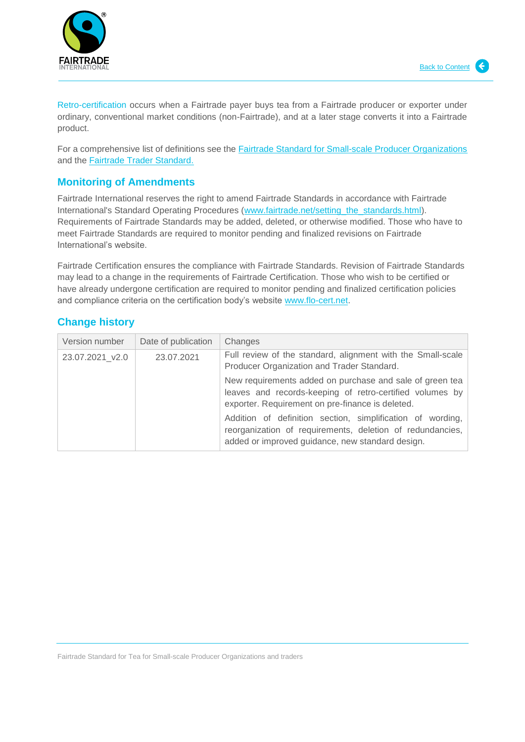Retro-certification occurs when a Fairtrade payer buys tea from a Fairtrade producer or exporter under ordinary, conventional market conditions (non-Fairtrade), and at a later stage converts it into a Fairtrade product.

For a comprehensive list of definitions see the [Fairtrade Standard for Small-scale Producer Organizations](#) and the [Fairtrade Trader Standard.](#)

## Monitoring of Amendments

Fairtrade International reserves the right to amend Fairtrade Standards in accordance with Fairtrade International's Standard Operating Procedures (www.fairtrade.net/setting_the_standards.html). Requirements of Fairtrade Standards may be added, deleted, or otherwise modified. Those who have to meet Fairtrade Standards are required to monitor pending and finalized revisions on Fairtrade International's website.

Fairtrade Certification ensures the compliance with Fairtrade Standards. Revision of Fairtrade Standards may lead to a change in the requirements of Fairtrade Certification. Those who wish to be certified or have already undergone certification are required to monitor pending and finalized certification policies and compliance criteria on the certification body's website www.flo-cert.net.

## Change history

| Version number | Date of publication | Changes |
|---|---|---|
| 23.07.2021_v2.0 | 23.07.2021 | Full review of the standard, alignment with the Small-scale Producer Organization and Trader Standard.<br><br>New requirements added on purchase and sale of green tea leaves and records-keeping of retro-certified volumes by exporter. Requirement on pre-finance is deleted.<br><br>Addition of definition section, simplification of wording, reorganization of requirements, deletion of redundancies, added or improved guidance, new standard design. |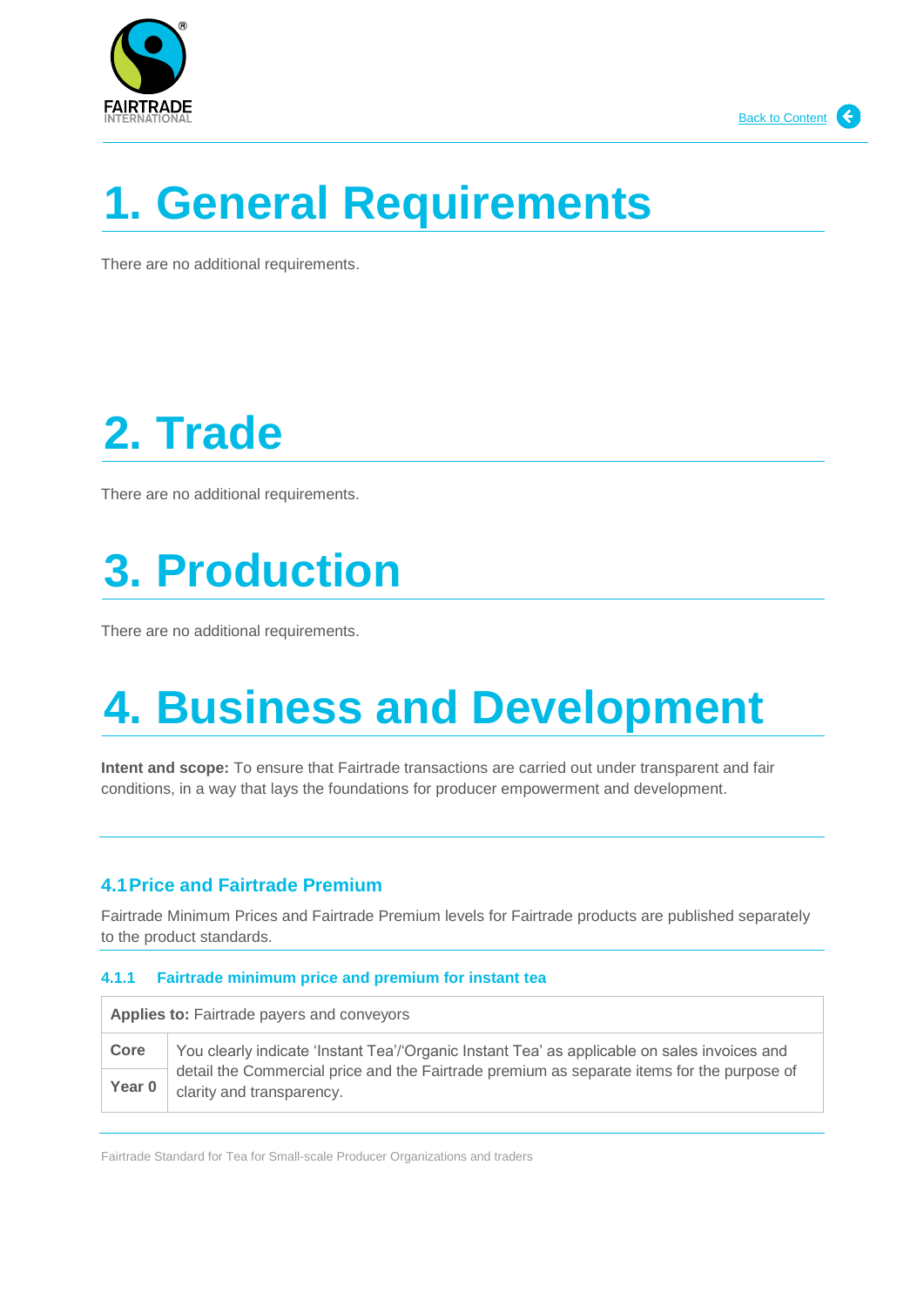# 1. General Requirements

There are no additional requirements.

# 2. Trade

There are no additional requirements.

# 3. Production

There are no additional requirements.

# 4. Business and Development

**Intent and scope:** To ensure that Fairtrade transactions are carried out under transparent and fair conditions, in a way that lays the foundations for producer empowerment and development.

## 4.1 Price and Fairtrade Premium

Fairtrade Minimum Prices and Fairtrade Premium levels for Fairtrade products are published separately to the product standards.

### 4.1.1 Fairtrade minimum price and premium for instant tea

| **Applies to:** Fairtrade payers and conveyors | |
|---|---|
| **Core** | You clearly indicate 'Instant Tea'/'Organic Instant Tea' as applicable on sales invoices and detail the Commercial price and the Fairtrade premium as separate items for the purpose of clarity and transparency. |
| **Year 0** | |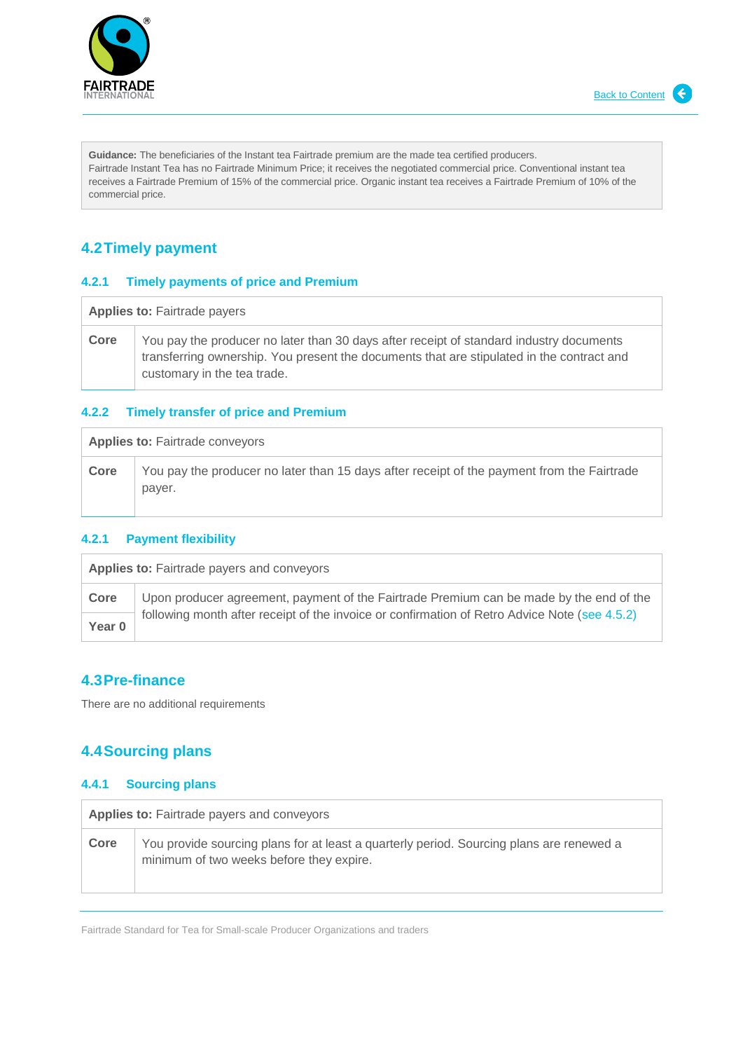**Guidance:** The beneficiaries of the Instant tea Fairtrade premium are the made tea certified producers.
Fairtrade Instant Tea has no Fairtrade Minimum Price; it receives the negotiated commercial price. Conventional instant tea receives a Fairtrade Premium of 15% of the commercial price. Organic instant tea receives a Fairtrade Premium of 10% of the commercial price.

## 4.2 Timely payment

### 4.2.1 Timely payments of price and Premium

| **Applies to:** Fairtrade payers | |
|---|---|
| **Core** | You pay the producer no later than 30 days after receipt of standard industry documents transferring ownership. You present the documents that are stipulated in the contract and customary in the tea trade. |

### 4.2.2 Timely transfer of price and Premium

| **Applies to:** Fairtrade conveyors | |
|---|---|
| **Core** | You pay the producer no later than 15 days after receipt of the payment from the Fairtrade payer. |

### 4.2.1 Payment flexibility

| **Applies to:** Fairtrade payers and conveyors | |
|---|---|
| **Core** | Upon producer agreement, payment of the Fairtrade Premium can be made by the end of the following month after receipt of the invoice or confirmation of Retro Advice Note (see 4.5.2) |
| **Year 0** | |

## 4.3 Pre-finance

There are no additional requirements

## 4.4 Sourcing plans

### 4.4.1 Sourcing plans

| **Applies to:** Fairtrade payers and conveyors | |
|---|---|
| **Core** | You provide sourcing plans for at least a quarterly period. Sourcing plans are renewed a minimum of two weeks before they expire. |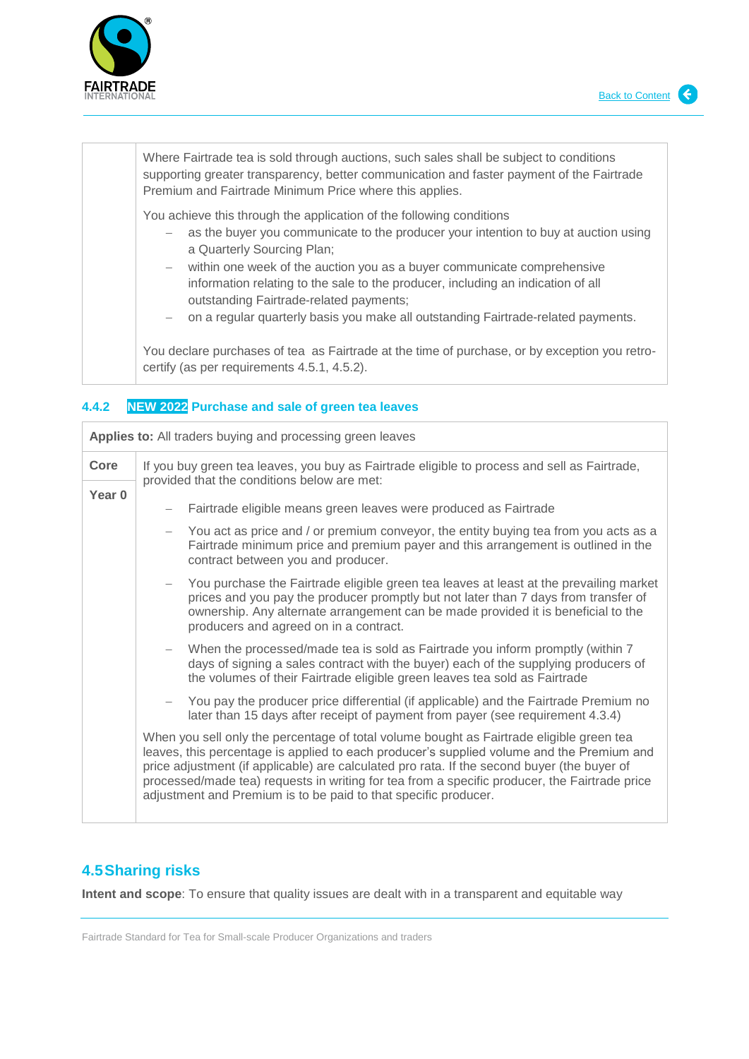| | |
|---|---|
| | Where Fairtrade tea is sold through auctions, such sales shall be subject to conditions supporting greater transparency, better communication and faster payment of the Fairtrade Premium and Fairtrade Minimum Price where this applies.<br><br>You achieve this through the application of the following conditions<br>– as the buyer you communicate to the producer your intention to buy at auction using a Quarterly Sourcing Plan;<br>– within one week of the auction you as a buyer communicate comprehensive information relating to the sale to the producer, including an indication of all outstanding Fairtrade-related payments;<br>– on a regular quarterly basis you make all outstanding Fairtrade-related payments.<br><br>You declare purchases of tea as Fairtrade at the time of purchase, or by exception you retro-certify (as per requirements 4.5.1, 4.5.2). |

### 4.4.2 NEW 2022 Purchase and sale of green tea leaves

| **Applies to:** All traders buying and processing green leaves | |
|---|---|
| **Core**<br><br>**Year 0** | If you buy green tea leaves, you buy as Fairtrade eligible to process and sell as Fairtrade, provided that the conditions below are met:<br>– Fairtrade eligible means green leaves were produced as Fairtrade<br>– You act as price and / or premium conveyor, the entity buying tea from you acts as a Fairtrade minimum price and premium payer and this arrangement is outlined in the contract between you and producer.<br>– You purchase the Fairtrade eligible green tea leaves at least at the prevailing market prices and you pay the producer promptly but not later than 7 days from transfer of ownership. Any alternate arrangement can be made provided it is beneficial to the producers and agreed on in a contract.<br>– When the processed/made tea is sold as Fairtrade you inform promptly (within 7 days of signing a sales contract with the buyer) each of the supplying producers of the volumes of their Fairtrade eligible green leaves tea sold as Fairtrade<br>– You pay the producer price differential (if applicable) and the Fairtrade Premium no later than 15 days after receipt of payment from payer (see requirement 4.3.4)<br><br>When you sell only the percentage of total volume bought as Fairtrade eligible green tea leaves, this percentage is applied to each producer's supplied volume and the Premium and price adjustment (if applicable) are calculated pro rata. If the second buyer (the buyer of processed/made tea) requests in writing for tea from a specific producer, the Fairtrade price adjustment and Premium is to be paid to that specific producer. |

## 4.5 Sharing risks

**Intent and scope**: To ensure that quality issues are dealt with in a transparent and equitable way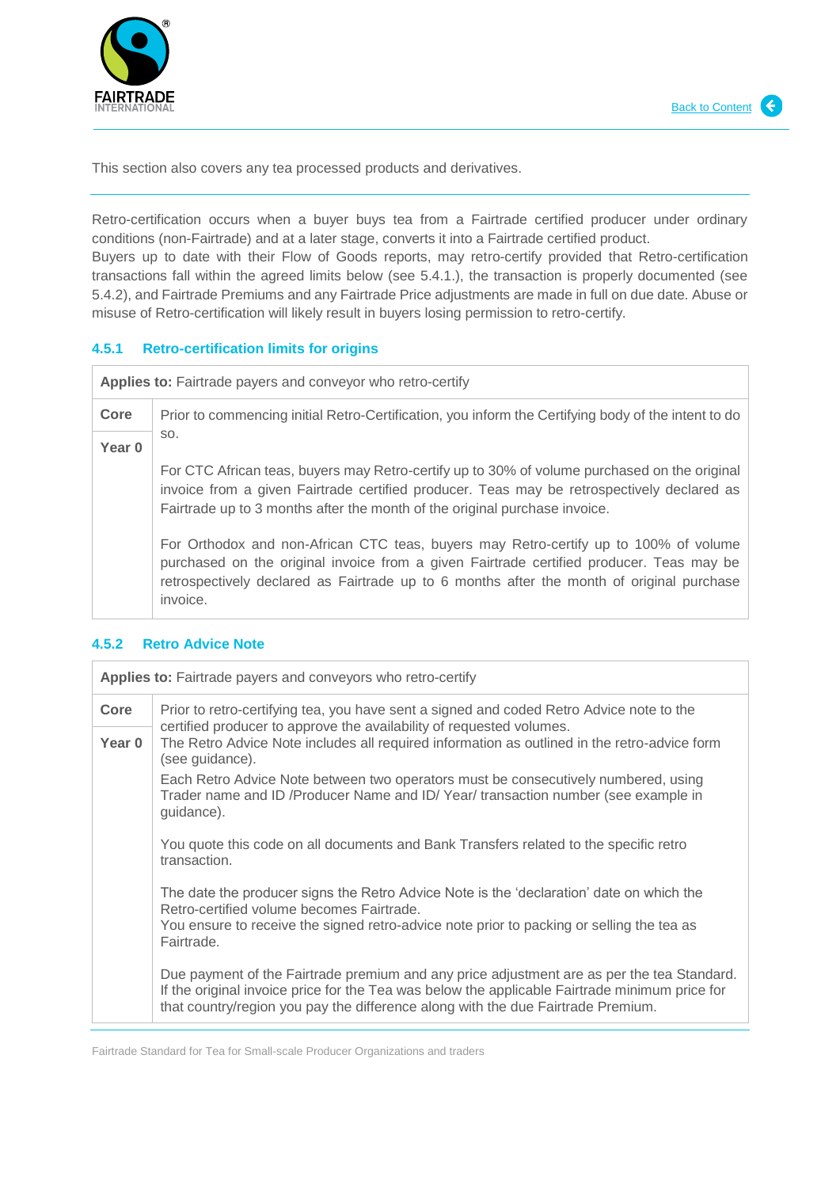This section also covers any tea processed products and derivatives.

Retro-certification occurs when a buyer buys tea from a Fairtrade certified producer under ordinary conditions (non-Fairtrade) and at a later stage, converts it into a Fairtrade certified product.
Buyers up to date with their Flow of Goods reports, may retro-certify provided that Retro-certification transactions fall within the agreed limits below (see 5.4.1.), the transaction is properly documented (see 5.4.2), and Fairtrade Premiums and any Fairtrade Price adjustments are made in full on due date. Abuse or misuse of Retro-certification will likely result in buyers losing permission to retro-certify.

### 4.5.1 Retro-certification limits for origins

| **Applies to:** Fairtrade payers and conveyor who retro-certify | |
|---|---|
| **Core**<br><br>**Year 0** | Prior to commencing initial Retro-Certification, you inform the Certifying body of the intent to do so.<br><br>For CTC African teas, buyers may Retro-certify up to 30% of volume purchased on the original invoice from a given Fairtrade certified producer. Teas may be retrospectively declared as Fairtrade up to 3 months after the month of the original purchase invoice.<br><br>For Orthodox and non-African CTC teas, buyers may Retro-certify up to 100% of volume purchased on the original invoice from a given Fairtrade certified producer. Teas may be retrospectively declared as Fairtrade up to 6 months after the month of original purchase invoice. |

### 4.5.2 Retro Advice Note

| **Applies to:** Fairtrade payers and conveyors who retro-certify | |
|---|---|
| **Core**<br><br>**Year 0** | Prior to retro-certifying tea, you have sent a signed and coded Retro Advice note to the certified producer to approve the availability of requested volumes.<br>The Retro Advice Note includes all required information as outlined in the retro-advice form (see guidance).<br>Each Retro Advice Note between two operators must be consecutively numbered, using Trader name and ID /Producer Name and ID/ Year/ transaction number (see example in guidance).<br><br>You quote this code on all documents and Bank Transfers related to the specific retro transaction.<br><br>The date the producer signs the Retro Advice Note is the 'declaration' date on which the Retro-certified volume becomes Fairtrade.<br>You ensure to receive the signed retro-advice note prior to packing or selling the tea as Fairtrade.<br><br>Due payment of the Fairtrade premium and any price adjustment are as per the tea Standard. If the original invoice price for the Tea was below the applicable Fairtrade minimum price for that country/region you pay the difference along with the due Fairtrade Premium. |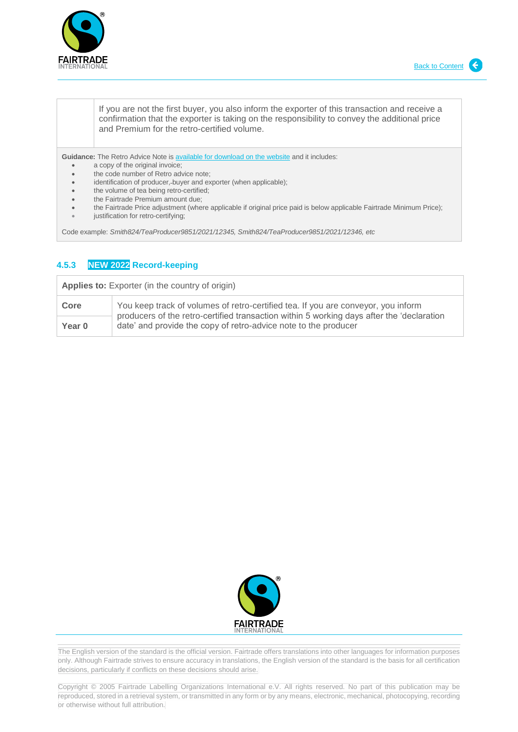| | |
|---|---|
| | If you are not the first buyer, you also inform the exporter of this transaction and receive a confirmation that the exporter is taking on the responsibility to convey the additional price and Premium for the retro-certified volume. |

**Guidance:** The Retro Advice Note is [available for download on the website] and it includes:

- a copy of the original invoice;
- the code number of Retro advice note;
- identification of producer, buyer and exporter (when applicable);
- the volume of tea being retro-certified;
- the Fairtrade Premium amount due;
- the Fairtrade Price adjustment (where applicable if original price paid is below applicable Fairtrade Minimum Price);
- justification for retro-certifying;

Code example: *Smith824/TeaProducer9851/2021/12345, Smith824/TeaProducer9851/2021/12346, etc*

### 4.5.3 NEW 2022 Record-keeping

| **Applies to:** Exporter (in the country of origin) | |
|---|---|
| **Core** | You keep track of volumes of retro-certified tea. If you are conveyor, you inform producers of the retro-certified transaction within 5 working days after the 'declaration date' and provide the copy of retro-advice note to the producer |
| **Year 0** | |

The English version of the standard is the official version. Fairtrade offers translations into other languages for information purposes only. Although Fairtrade strives to ensure accuracy in translations, the English version of the standard is the basis for all certification decisions, particularly if conflicts on these decisions should arise.

Copyright © 2005 Fairtrade Labelling Organizations International e.V. All rights reserved. No part of this publication may be reproduced, stored in a retrieval system, or transmitted in any form or by any means, electronic, mechanical, photocopying, recording or otherwise without full attribution.